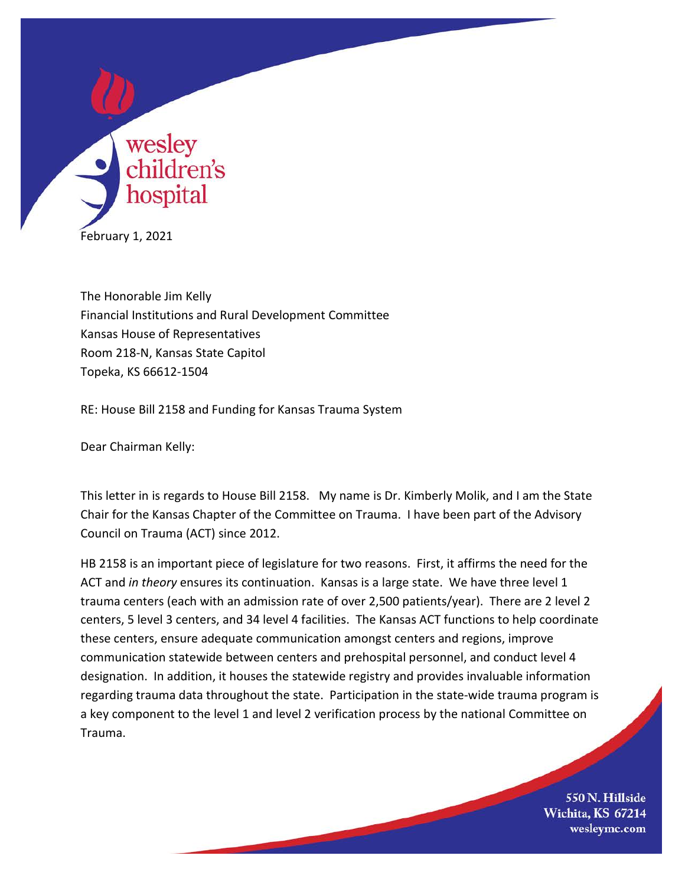wesley children's hospital

February 1, 2021

The Honorable Jim Kelly
Financial Institutions and Rural Development Committee
Kansas House of Representatives
Room 218-N, Kansas State Capitol
Topeka, KS 66612-1504

RE: House Bill 2158 and Funding for Kansas Trauma System

Dear Chairman Kelly:

This letter in is regards to House Bill 2158. My name is Dr. Kimberly Molik, and I am the State Chair for the Kansas Chapter of the Committee on Trauma. I have been part of the Advisory Council on Trauma (ACT) since 2012.

HB 2158 is an important piece of legislature for two reasons. First, it affirms the need for the ACT and *in theory* ensures its continuation. Kansas is a large state. We have three level 1 trauma centers (each with an admission rate of over 2,500 patients/year). There are 2 level 2 centers, 5 level 3 centers, and 34 level 4 facilities. The Kansas ACT functions to help coordinate these centers, ensure adequate communication amongst centers and regions, improve communication statewide between centers and prehospital personnel, and conduct level 4 designation. In addition, it houses the statewide registry and provides invaluable information regarding trauma data throughout the state. Participation in the state-wide trauma program is a key component to the level 1 and level 2 verification process by the national Committee on Trauma.

550 N. Hillside
Wichita, KS 67214
wesleymc.com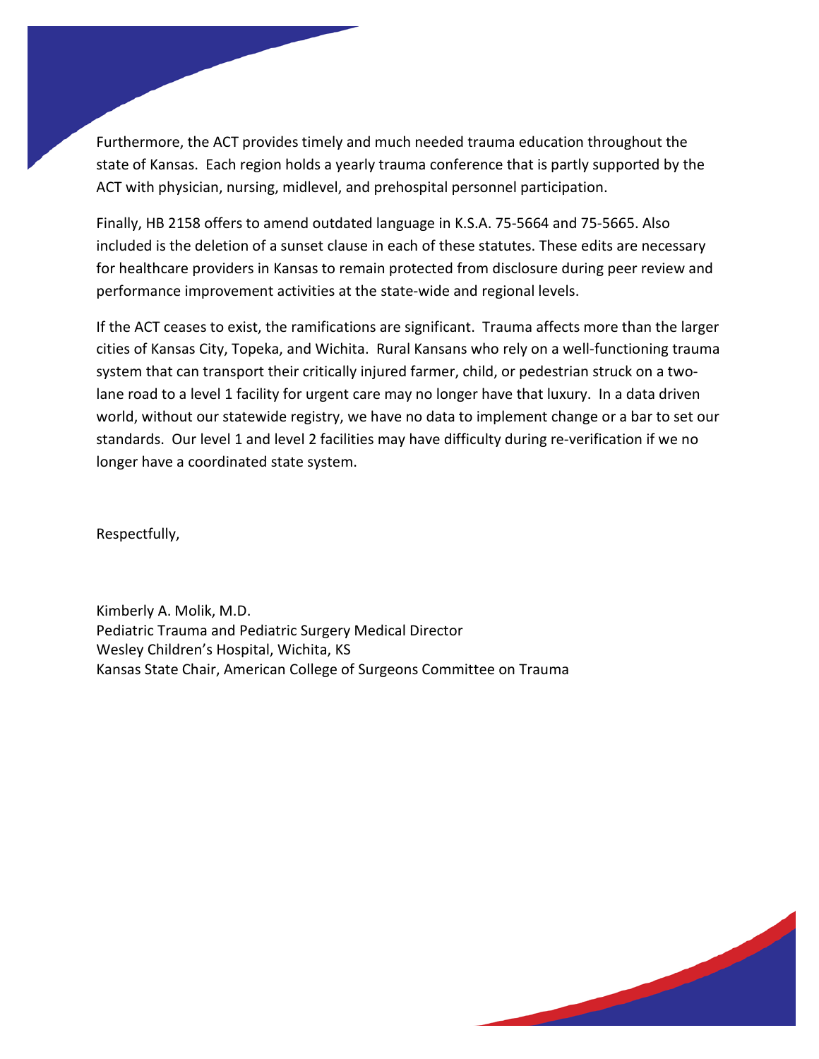Furthermore, the ACT provides timely and much needed trauma education throughout the state of Kansas. Each region holds a yearly trauma conference that is partly supported by the ACT with physician, nursing, midlevel, and prehospital personnel participation.

Finally, HB 2158 offers to amend outdated language in K.S.A. 75-5664 and 75-5665. Also included is the deletion of a sunset clause in each of these statutes. These edits are necessary for healthcare providers in Kansas to remain protected from disclosure during peer review and performance improvement activities at the state-wide and regional levels.

If the ACT ceases to exist, the ramifications are significant. Trauma affects more than the larger cities of Kansas City, Topeka, and Wichita. Rural Kansans who rely on a well-functioning trauma system that can transport their critically injured farmer, child, or pedestrian struck on a two-lane road to a level 1 facility for urgent care may no longer have that luxury. In a data driven world, without our statewide registry, we have no data to implement change or a bar to set our standards. Our level 1 and level 2 facilities may have difficulty during re-verification if we no longer have a coordinated state system.

Respectfully,

Kimberly A. Molik, M.D.
Pediatric Trauma and Pediatric Surgery Medical Director
Wesley Children's Hospital, Wichita, KS
Kansas State Chair, American College of Surgeons Committee on Trauma